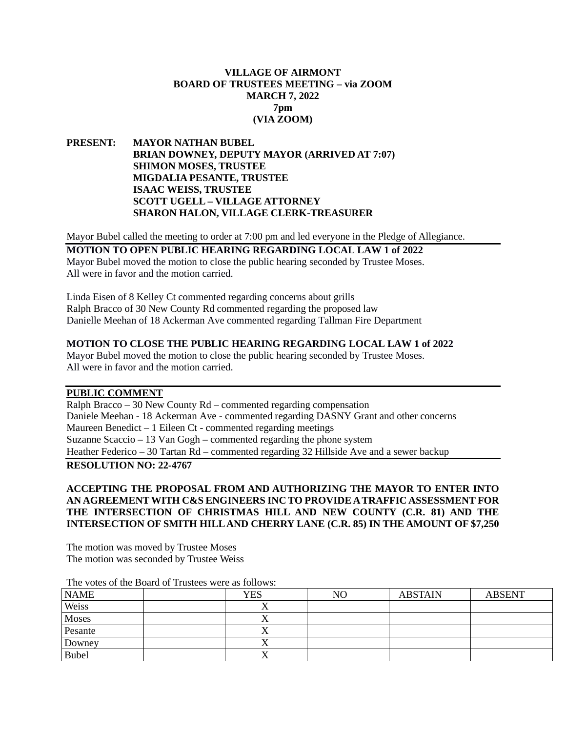**VILLAGE OF AIRMONT**
**BOARD OF TRUSTEES MEETING – via ZOOM**
**MARCH 7, 2022**
**7pm**
**(VIA ZOOM)**

**PRESENT: MAYOR NATHAN BUBEL**
**BRIAN DOWNEY, DEPUTY MAYOR (ARRIVED AT 7:07)**
**SHIMON MOSES, TRUSTEE**
**MIGDALIA PESANTE, TRUSTEE**
**ISAAC WEISS, TRUSTEE**
**SCOTT UGELL – VILLAGE ATTORNEY**
**SHARON HALON, VILLAGE CLERK-TREASURER**

Mayor Bubel called the meeting to order at 7:00 pm and led everyone in the Pledge of Allegiance.

**MOTION TO OPEN PUBLIC HEARING REGARDING LOCAL LAW 1 of 2022**

Mayor Bubel moved the motion to close the public hearing seconded by Trustee Moses.
All were in favor and the motion carried.

Linda Eisen of 8 Kelley Ct commented regarding concerns about grills
Ralph Bracco of 30 New County Rd commented regarding the proposed law
Danielle Meehan of 18 Ackerman Ave commented regarding Tallman Fire Department

**MOTION TO CLOSE THE PUBLIC HEARING REGARDING LOCAL LAW 1 of 2022**

Mayor Bubel moved the motion to close the public hearing seconded by Trustee Moses.
All were in favor and the motion carried.

**PUBLIC COMMENT**

Ralph Bracco – 30 New County Rd – commented regarding compensation
Daniele Meehan - 18 Ackerman Ave - commented regarding DASNY Grant and other concerns
Maureen Benedict – 1 Eileen Ct - commented regarding meetings
Suzanne Scaccio – 13 Van Gogh – commented regarding the phone system
Heather Federico – 30 Tartan Rd – commented regarding 32 Hillside Ave and a sewer backup

**RESOLUTION NO: 22-4767**

**ACCEPTING THE PROPOSAL FROM AND AUTHORIZING THE MAYOR TO ENTER INTO AN AGREEMENT WITH C&S ENGINEERS INC TO PROVIDE A TRAFFIC ASSESSMENT FOR THE INTERSECTION OF CHRISTMAS HILL AND NEW COUNTY (C.R. 81) AND THE INTERSECTION OF SMITH HILL AND CHERRY LANE (C.R. 85) IN THE AMOUNT OF $7,250**

The motion was moved by Trustee Moses
The motion was seconded by Trustee Weiss

The votes of the Board of Trustees were as follows:

| NAME | | YES | NO | ABSTAIN | ABSENT |
|---|---|---|---|---|---|
| Weiss | | X | | | |
| Moses | | X | | | |
| Pesante | | X | | | |
| Downey | | X | | | |
| Bubel | | X | | | |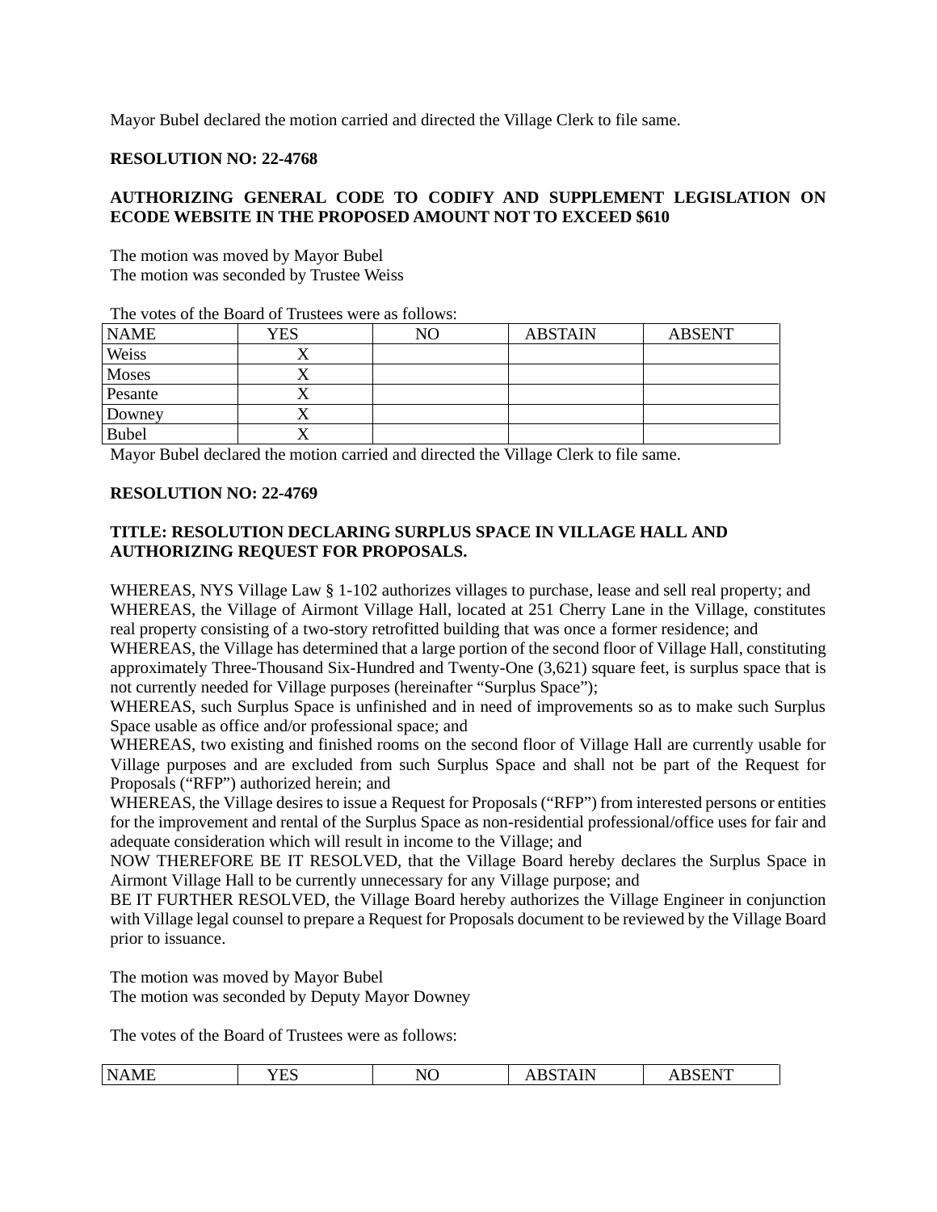Mayor Bubel declared the motion carried and directed the Village Clerk to file same.

**RESOLUTION NO: 22-4768**

**AUTHORIZING GENERAL CODE TO CODIFY AND SUPPLEMENT LEGISLATION ON ECODE WEBSITE IN THE PROPOSED AMOUNT NOT TO EXCEED $610**

The motion was moved by Mayor Bubel
The motion was seconded by Trustee Weiss

The votes of the Board of Trustees were as follows:

| NAME | YES | NO | ABSTAIN | ABSENT |
|---|---|---|---|---|
| Weiss | X | | | |
| Moses | X | | | |
| Pesante | X | | | |
| Downey | X | | | |
| Bubel | X | | | |

Mayor Bubel declared the motion carried and directed the Village Clerk to file same.

**RESOLUTION NO: 22-4769**

**TITLE: RESOLUTION DECLARING SURPLUS SPACE IN VILLAGE HALL AND AUTHORIZING REQUEST FOR PROPOSALS.**

WHEREAS, NYS Village Law § 1-102 authorizes villages to purchase, lease and sell real property; and
WHEREAS, the Village of Airmont Village Hall, located at 251 Cherry Lane in the Village, constitutes real property consisting of a two-story retrofitted building that was once a former residence; and
WHEREAS, the Village has determined that a large portion of the second floor of Village Hall, constituting approximately Three-Thousand Six-Hundred and Twenty-One (3,621) square feet, is surplus space that is not currently needed for Village purposes (hereinafter "Surplus Space");
WHEREAS, such Surplus Space is unfinished and in need of improvements so as to make such Surplus Space usable as office and/or professional space; and
WHEREAS, two existing and finished rooms on the second floor of Village Hall are currently usable for Village purposes and are excluded from such Surplus Space and shall not be part of the Request for Proposals ("RFP") authorized herein; and
WHEREAS, the Village desires to issue a Request for Proposals ("RFP") from interested persons or entities for the improvement and rental of the Surplus Space as non-residential professional/office uses for fair and adequate consideration which will result in income to the Village; and
NOW THEREFORE BE IT RESOLVED, that the Village Board hereby declares the Surplus Space in Airmont Village Hall to be currently unnecessary for any Village purpose; and
BE IT FURTHER RESOLVED, the Village Board hereby authorizes the Village Engineer in conjunction with Village legal counsel to prepare a Request for Proposals document to be reviewed by the Village Board prior to issuance.

The motion was moved by Mayor Bubel
The motion was seconded by Deputy Mayor Downey

The votes of the Board of Trustees were as follows:

| NAME | YES | NO | ABSTAIN | ABSENT |
|---|---|---|---|---|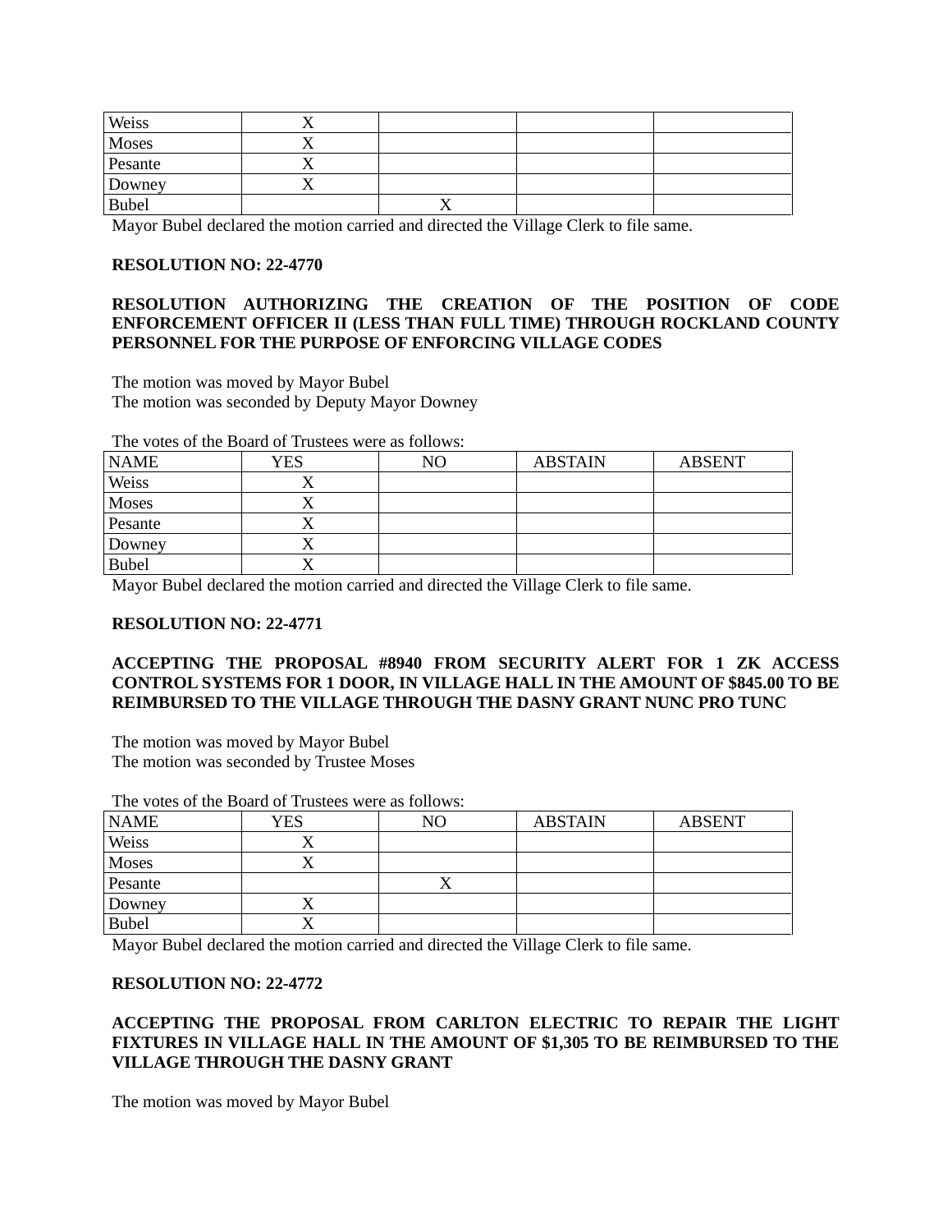| | | | | |
|---|---|---|---|---|
| Weiss | X | | | |
| Moses | X | | | |
| Pesante | X | | | |
| Downey | X | | | |
| Bubel | | X | | |

Mayor Bubel declared the motion carried and directed the Village Clerk to file same.

**RESOLUTION NO: 22-4770**

**RESOLUTION AUTHORIZING THE CREATION OF THE POSITION OF CODE ENFORCEMENT OFFICER II (LESS THAN FULL TIME) THROUGH ROCKLAND COUNTY PERSONNEL FOR THE PURPOSE OF ENFORCING VILLAGE CODES**

The motion was moved by Mayor Bubel
The motion was seconded by Deputy Mayor Downey

The votes of the Board of Trustees were as follows:

| NAME | YES | NO | ABSTAIN | ABSENT |
|---|---|---|---|---|
| Weiss | X | | | |
| Moses | X | | | |
| Pesante | X | | | |
| Downey | X | | | |
| Bubel | X | | | |

Mayor Bubel declared the motion carried and directed the Village Clerk to file same.

**RESOLUTION NO: 22-4771**

**ACCEPTING THE PROPOSAL #8940 FROM SECURITY ALERT FOR 1 ZK ACCESS CONTROL SYSTEMS FOR 1 DOOR, IN VILLAGE HALL IN THE AMOUNT OF $845.00 TO BE REIMBURSED TO THE VILLAGE THROUGH THE DASNY GRANT NUNC PRO TUNC**

The motion was moved by Mayor Bubel
The motion was seconded by Trustee Moses

The votes of the Board of Trustees were as follows:

| NAME | YES | NO | ABSTAIN | ABSENT |
|---|---|---|---|---|
| Weiss | X | | | |
| Moses | X | | | |
| Pesante | | X | | |
| Downey | X | | | |
| Bubel | X | | | |

Mayor Bubel declared the motion carried and directed the Village Clerk to file same.

**RESOLUTION NO: 22-4772**

**ACCEPTING THE PROPOSAL FROM CARLTON ELECTRIC TO REPAIR THE LIGHT FIXTURES IN VILLAGE HALL IN THE AMOUNT OF $1,305 TO BE REIMBURSED TO THE VILLAGE THROUGH THE DASNY GRANT**

The motion was moved by Mayor Bubel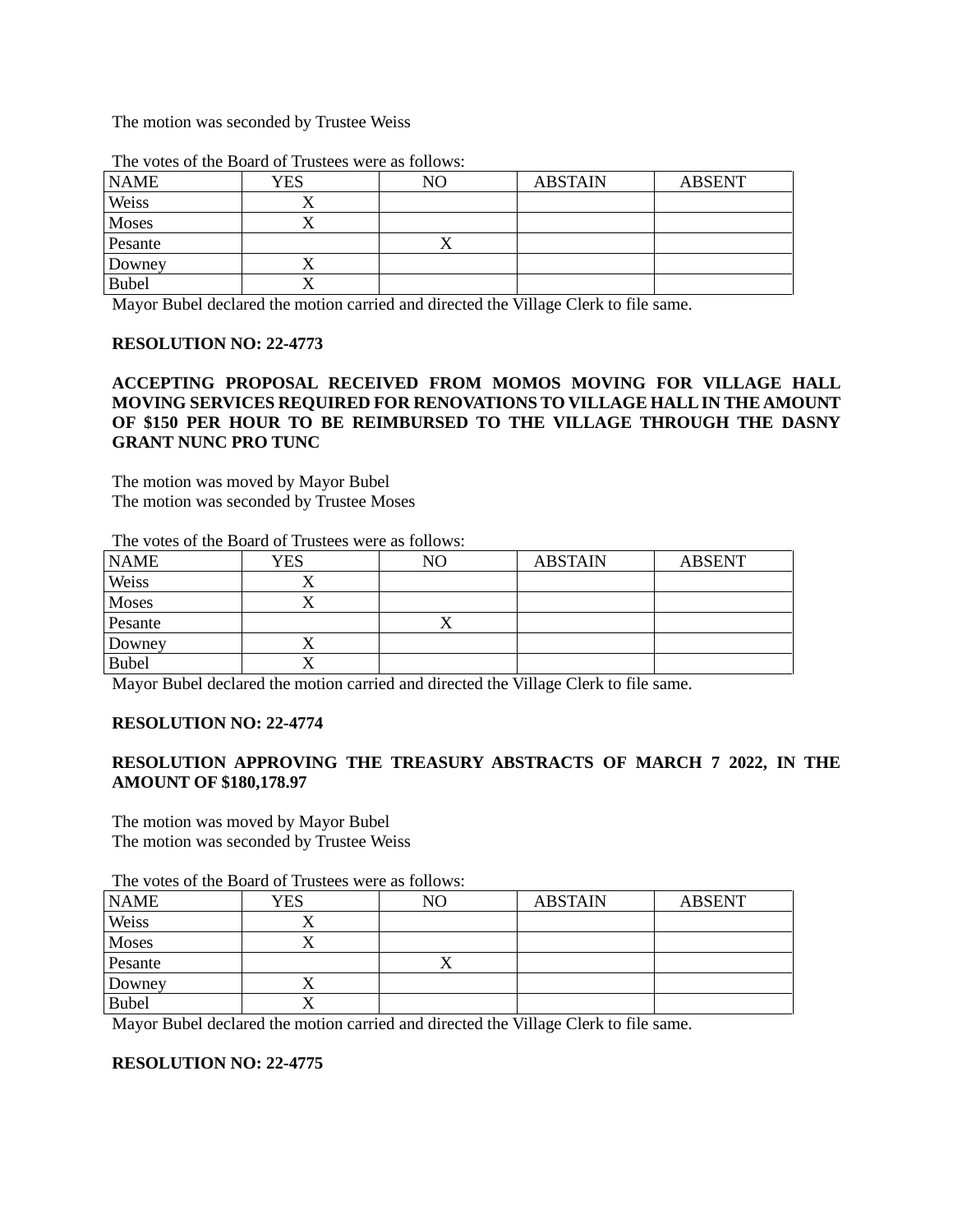The motion was seconded by Trustee Weiss

The votes of the Board of Trustees were as follows:

| NAME | YES | NO | ABSTAIN | ABSENT |
|---|---|---|---|---|
| Weiss | X | | | |
| Moses | X | | | |
| Pesante | | X | | |
| Downey | X | | | |
| Bubel | X | | | |

Mayor Bubel declared the motion carried and directed the Village Clerk to file same.

**RESOLUTION NO: 22-4773**

**ACCEPTING PROPOSAL RECEIVED FROM MOMOS MOVING FOR VILLAGE HALL MOVING SERVICES REQUIRED FOR RENOVATIONS TO VILLAGE HALL IN THE AMOUNT OF $150 PER HOUR TO BE REIMBURSED TO THE VILLAGE THROUGH THE DASNY GRANT NUNC PRO TUNC**

The motion was moved by Mayor Bubel
The motion was seconded by Trustee Moses

The votes of the Board of Trustees were as follows:

| NAME | YES | NO | ABSTAIN | ABSENT |
|---|---|---|---|---|
| Weiss | X | | | |
| Moses | X | | | |
| Pesante | | X | | |
| Downey | X | | | |
| Bubel | X | | | |

Mayor Bubel declared the motion carried and directed the Village Clerk to file same.

**RESOLUTION NO: 22-4774**

**RESOLUTION APPROVING THE TREASURY ABSTRACTS OF MARCH 7 2022, IN THE AMOUNT OF $180,178.97**

The motion was moved by Mayor Bubel
The motion was seconded by Trustee Weiss

The votes of the Board of Trustees were as follows:

| NAME | YES | NO | ABSTAIN | ABSENT |
|---|---|---|---|---|
| Weiss | X | | | |
| Moses | X | | | |
| Pesante | | X | | |
| Downey | X | | | |
| Bubel | X | | | |

Mayor Bubel declared the motion carried and directed the Village Clerk to file same.

**RESOLUTION NO: 22-4775**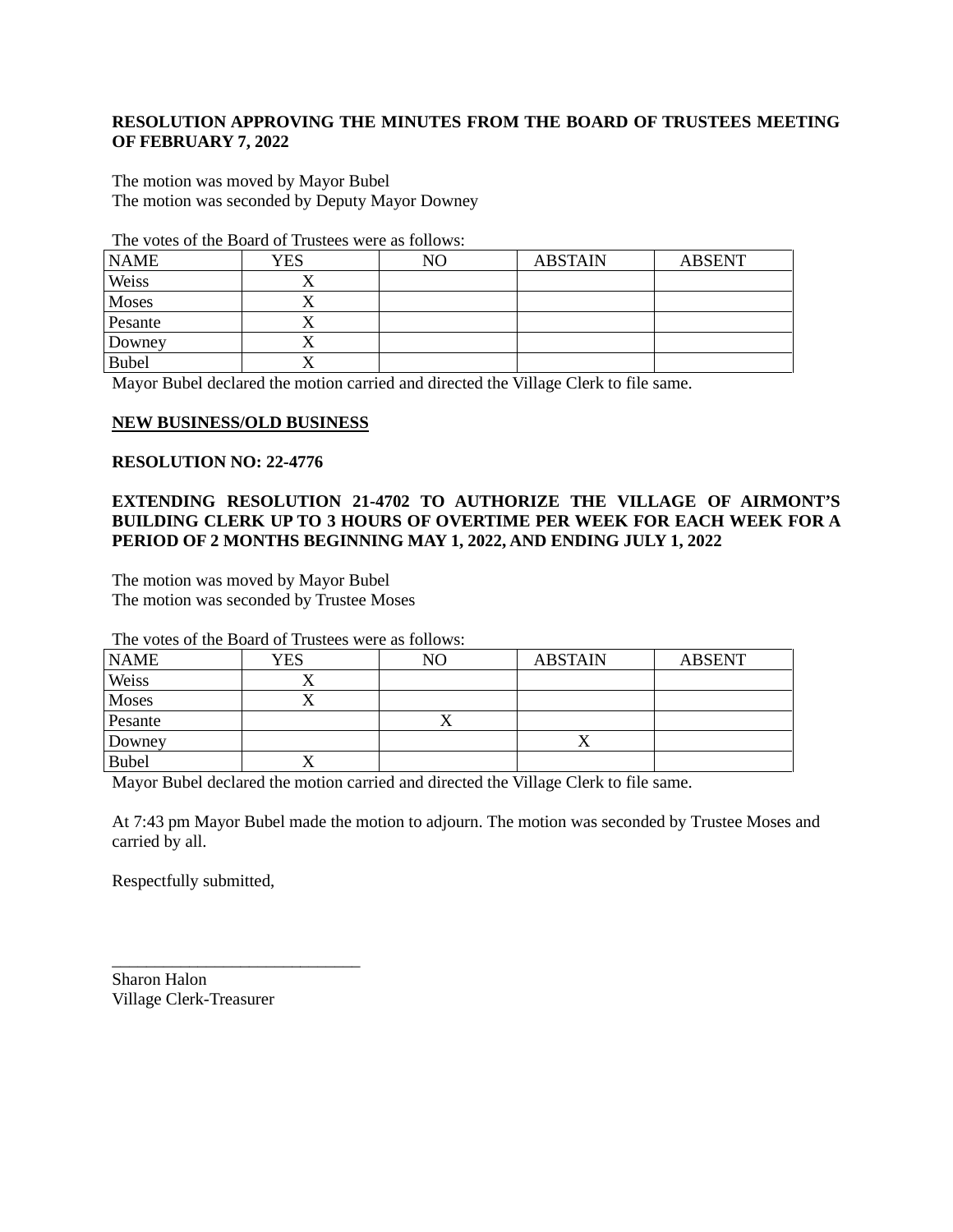**RESOLUTION APPROVING THE MINUTES FROM THE BOARD OF TRUSTEES MEETING OF FEBRUARY 7, 2022**

The motion was moved by Mayor Bubel
The motion was seconded by Deputy Mayor Downey

The votes of the Board of Trustees were as follows:

| NAME | YES | NO | ABSTAIN | ABSENT |
|---|---|---|---|---|
| Weiss | X | | | |
| Moses | X | | | |
| Pesante | X | | | |
| Downey | X | | | |
| Bubel | X | | | |

Mayor Bubel declared the motion carried and directed the Village Clerk to file same.

**NEW BUSINESS/OLD BUSINESS**

**RESOLUTION NO: 22-4776**

**EXTENDING RESOLUTION 21-4702 TO AUTHORIZE THE VILLAGE OF AIRMONT'S BUILDING CLERK UP TO 3 HOURS OF OVERTIME PER WEEK FOR EACH WEEK FOR A PERIOD OF 2 MONTHS BEGINNING MAY 1, 2022, AND ENDING JULY 1, 2022**

The motion was moved by Mayor Bubel
The motion was seconded by Trustee Moses

The votes of the Board of Trustees were as follows:

| NAME | YES | NO | ABSTAIN | ABSENT |
|---|---|---|---|---|
| Weiss | X | | | |
| Moses | X | | | |
| Pesante | | X | | |
| Downey | | | X | |
| Bubel | X | | | |

Mayor Bubel declared the motion carried and directed the Village Clerk to file same.

At 7:43 pm Mayor Bubel made the motion to adjourn. The motion was seconded by Trustee Moses and carried by all.

Respectfully submitted,

_____________________________
Sharon Halon
Village Clerk-Treasurer